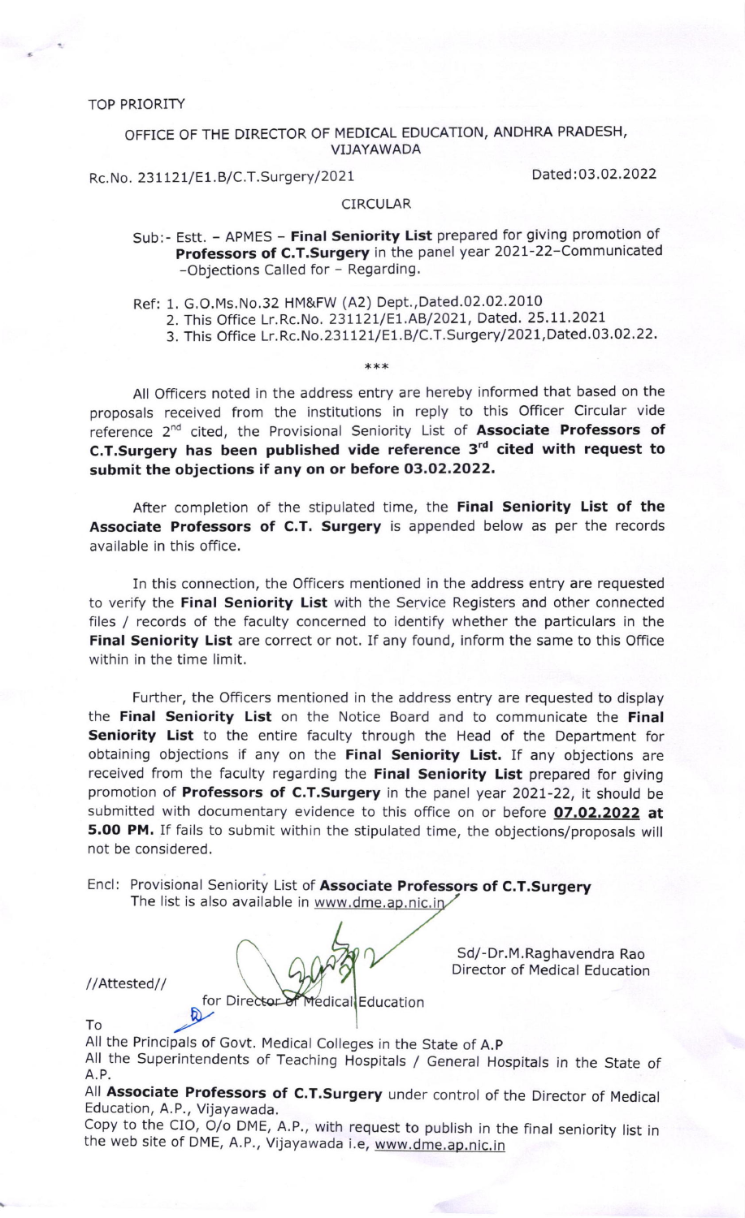TOP PRIORITY

OFFICE OF THE DIRECTOR OF MEDICAL EDUCATION, ANDHRA PRADESH, VIJAYAWADA

Rc.No. 231121/E1.B/C.T.Surgery/2021 Dated:03.02.2022

CIRCULAR

Sub:- Estt. – APMES – **Final Seniority List** prepared for giving promotion of **Professors of C.T.Surgery** in the panel year 2021-22–Communicated –Objections Called for – Regarding.

Ref: 1. G.O.Ms.No.32 HM&FW (A2) Dept.,Dated.02.02.2010
2. This Office Lr.Rc.No. 231121/E1.AB/2021, Dated. 25.11.2021
3. This Office Lr.Rc.No.231121/E1.B/C.T.Surgery/2021,Dated.03.02.22.

***

All Officers noted in the address entry are hereby informed that based on the proposals received from the institutions in reply to this Officer Circular vide reference 2nd cited, the Provisional Seniority List of **Associate Professors of C.T.Surgery has been published vide reference 3rd cited with request to submit the objections if any on or before 03.02.2022.**

After completion of the stipulated time, the **Final Seniority List of the Associate Professors of C.T. Surgery** is appended below as per the records available in this office.

In this connection, the Officers mentioned in the address entry are requested to verify the **Final Seniority List** with the Service Registers and other connected files / records of the faculty concerned to identify whether the particulars in the **Final Seniority List** are correct or not. If any found, inform the same to this Office within in the time limit.

Further, the Officers mentioned in the address entry are requested to display the **Final Seniority List** on the Notice Board and to communicate the **Final Seniority List** to the entire faculty through the Head of the Department for obtaining objections if any on the **Final Seniority List.** If any objections are received from the faculty regarding the **Final Seniority List** prepared for giving promotion of **Professors of C.T.Surgery** in the panel year 2021-22, it should be submitted with documentary evidence to this office on or before **07.02.2022 at 5.00 PM.** If fails to submit within the stipulated time, the objections/proposals will not be considered.

Encl: Provisional Seniority List of **Associate Professors of C.T.Surgery**
The list is also available in www.dme.ap.nic.in

Sd/-Dr.M.Raghavendra Rao
Director of Medical Education

//Attested//

for Director of Medical Education

To

All the Principals of Govt. Medical Colleges in the State of A.P

All the Superintendents of Teaching Hospitals / General Hospitals in the State of A.P.

All **Associate Professors of C.T.Surgery** under control of the Director of Medical Education, A.P., Vijayawada.

Copy to the CIO, O/o DME, A.P., with request to publish in the final seniority list in the web site of DME, A.P., Vijayawada i.e, www.dme.ap.nic.in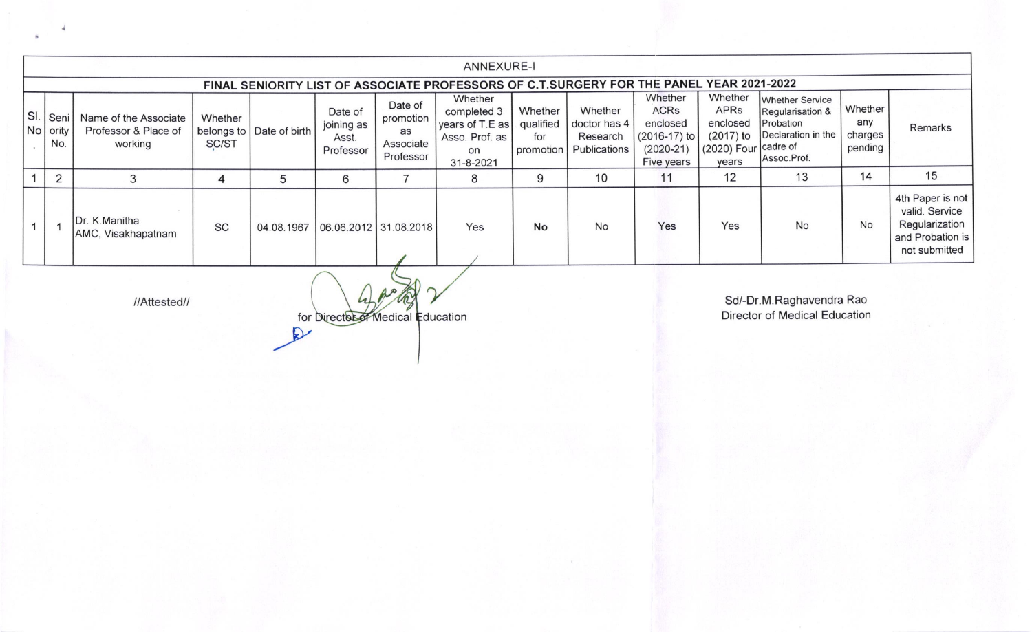ANNEXURE-I

**FINAL SENIORITY LIST OF ASSOCIATE PROFESSORS OF C.T.SURGERY FOR THE PANEL YEAR 2021-2022**

| Sl. No. | Seniority No. | Name of the Associate Professor & Place of working | Whether belongs to SC/ST | Date of birth | Date of joining as Asst. Professor | Date of promotion as Associate Professor | Whether completed 3 years of T.E as Asso. Prof. as on 31-8-2021 | Whether qualified for promotion | Whether doctor has 4 Research Publications | Whether ACRs enclosed (2016-17) to (2020-21) Five years | Whether APRs enclosed (2017) to (2020) Four years | Whether Service Regularisation & Probation Declaration in the cadre of Assoc.Prof. | Whether any charges pending | Remarks |
|---|---|---|---|---|---|---|---|---|---|---|---|---|---|---|
| 1 | 2 | 3 | 4 | 5 | 6 | 7 | 8 | 9 | 10 | 11 | 12 | 13 | 14 | 15 |
| 1 | 1 | Dr. K.Manitha AMC, Visakhapatnam | SC | 04.08.1967 | 06.06.2012 | 31.08.2018 | Yes | **No** | No | Yes | Yes | No | No | 4th Paper is not valid. Service Regularization and Probation is not submitted |

//Attested//

for Director of Medical Education

Sd/-Dr.M.Raghavendra Rao
Director of Medical Education